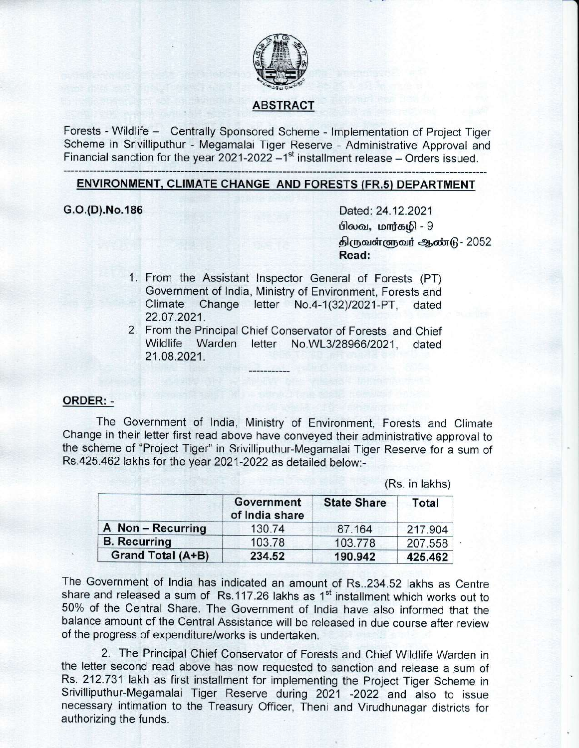## ABSTRACT

Forests - Wildlife – Centrally Sponsored Scheme - Implementation of Project Tiger Scheme in Srivilliputhur - Megamalai Tiger Reserve - Administrative Approval and Financial sanction for the year 2021-2022 –1st installment release – Orders issued.

---

## ENVIRONMENT, CLIMATE CHANGE AND FORESTS (FR.5) DEPARTMENT

**G.O.(D).No.186**

Dated: 24.12.2021
பிலவ, மார்கழி - 9
திருவள்ளுவர் ஆண்டு- 2052

**Read:**

1. From the Assistant Inspector General of Forests (PT) Government of India, Ministry of Environment, Forests and Climate Change letter No.4-1(32)/2021-PT, dated 22.07.2021.
2. From the Principal Chief Conservator of Forests and Chief Wildlife Warden letter No.WL3/28966/2021, dated 21.08.2021.

-----------

**ORDER: -**

The Government of India, Ministry of Environment, Forests and Climate Change in their letter first read above have conveyed their administrative approval to the scheme of "Project Tiger" in Srivilliputhur-Megamalai Tiger Reserve for a sum of Rs.425.462 lakhs for the year 2021-2022 as detailed below:-

(Rs. in lakhs)

| | Government of India share | State Share | Total |
|---|---|---|---|
| A Non – Recurring | 130.74 | 87.164 | 217.904 |
| B. Recurring | 103.78 | 103.778 | 207.558 |
| **Grand Total (A+B)** | **234.52** | **190.942** | **425.462** |

The Government of India has indicated an amount of Rs..234.52 lakhs as Centre share and released a sum of Rs.117.26 lakhs as 1st installment which works out to 50% of the Central Share. The Government of India have also informed that the balance amount of the Central Assistance will be released in due course after review of the progress of expenditure/works is undertaken.

2. The Principal Chief Conservator of Forests and Chief Wildlife Warden in the letter second read above has now requested to sanction and release a sum of Rs. 212.731 lakh as first installment for implementing the Project Tiger Scheme in Srivilliputhur-Megamalai Tiger Reserve during 2021 -2022 and also to issue necessary intimation to the Treasury Officer, Theni and Virudhunagar districts for authorizing the funds.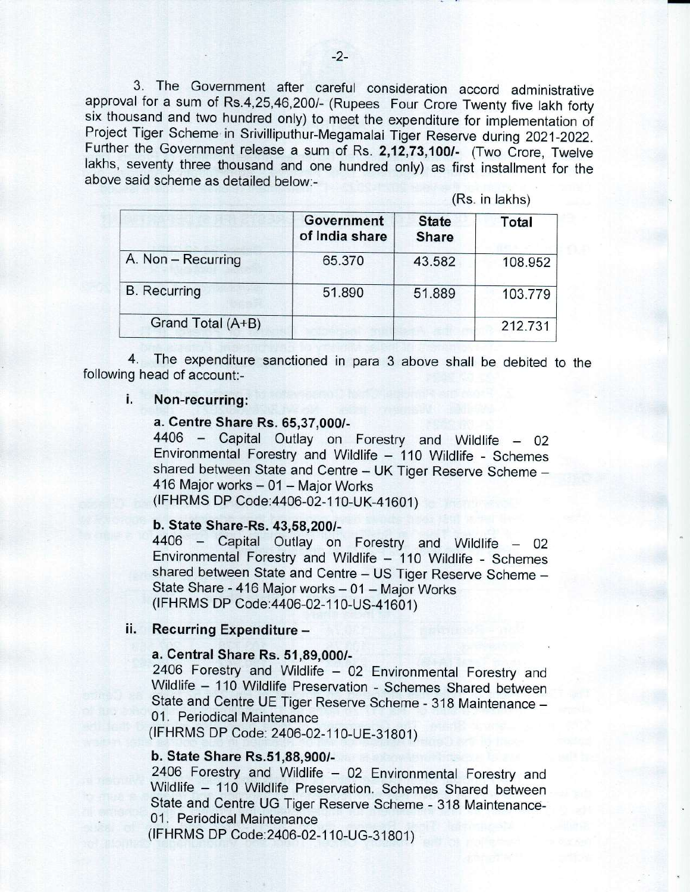3. The Government after careful consideration accord administrative approval for a sum of Rs.4,25,46,200/- (Rupees Four Crore Twenty five lakh forty six thousand and two hundred only) to meet the expenditure for implementation of Project Tiger Scheme in Srivilliputhur-Megamalai Tiger Reserve during 2021-2022. Further the Government release a sum of Rs. **2,12,73,100/-** (Two Crore, Twelve lakhs, seventy three thousand and one hundred only) as first installment for the above said scheme as detailed below:-

(Rs. in lakhs)

| | Government of India share | State Share | Total |
|---|---|---|---|
| A. Non – Recurring | 65.370 | 43.582 | 108.952 |
| B. Recurring | 51.890 | 51.889 | 103.779 |
| Grand Total (A+B) | | | 212.731 |

4. The expenditure sanctioned in para 3 above shall be debited to the following head of account:-

**i. Non-recurring:**

**a. Centre Share Rs. 65,37,000/-**

4406 – Capital Outlay on Forestry and Wildlife – 02 Environmental Forestry and Wildlife – 110 Wildlife - Schemes shared between State and Centre – UK Tiger Reserve Scheme – 416 Major works – 01 – Major Works
(IFHRMS DP Code:4406-02-110-UK-41601)

**b. State Share-Rs. 43,58,200/-**

4406 – Capital Outlay on Forestry and Wildlife – 02 Environmental Forestry and Wildlife – 110 Wildlife - Schemes shared between State and Centre – US Tiger Reserve Scheme – State Share - 416 Major works – 01 – Major Works
(IFHRMS DP Code:4406-02-110-US-41601)

**ii. Recurring Expenditure –**

**a. Central Share Rs. 51,89,000/-**

2406 Forestry and Wildlife – 02 Environmental Forestry and Wildlife – 110 Wildlife Preservation - Schemes Shared between State and Centre UE Tiger Reserve Scheme - 318 Maintenance – 01. Periodical Maintenance
(IFHRMS DP Code: 2406-02-110-UE-31801)

**b. State Share Rs.51,88,900/-**

2406 Forestry and Wildlife – 02 Environmental Forestry and Wildlife – 110 Wildlife Preservation. Schemes Shared between State and Centre UG Tiger Reserve Scheme - 318 Maintenance- 01. Periodical Maintenance
(IFHRMS DP Code:2406-02-110-UG-31801)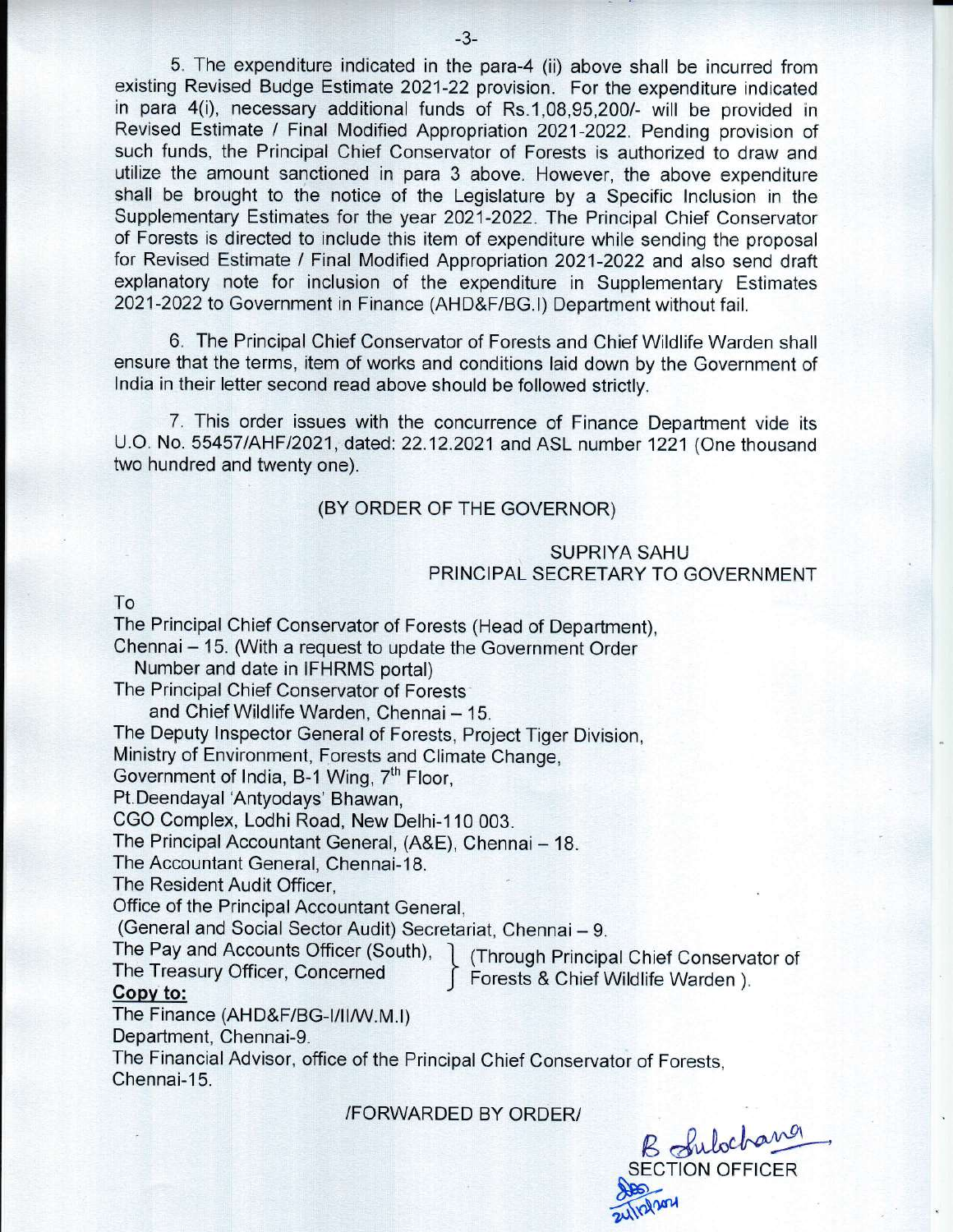5. The expenditure indicated in the para-4 (ii) above shall be incurred from existing Revised Budge Estimate 2021-22 provision. For the expenditure indicated in para 4(i), necessary additional funds of Rs.1,08,95,200/- will be provided in Revised Estimate / Final Modified Appropriation 2021-2022. Pending provision of such funds, the Principal Chief Conservator of Forests is authorized to draw and utilize the amount sanctioned in para 3 above. However, the above expenditure shall be brought to the notice of the Legislature by a Specific Inclusion in the Supplementary Estimates for the year 2021-2022. The Principal Chief Conservator of Forests is directed to include this item of expenditure while sending the proposal for Revised Estimate / Final Modified Appropriation 2021-2022 and also send draft explanatory note for inclusion of the expenditure in Supplementary Estimates 2021-2022 to Government in Finance (AHD&F/BG.I) Department without fail.

6. The Principal Chief Conservator of Forests and Chief Wildlife Warden shall ensure that the terms, item of works and conditions laid down by the Government of India in their letter second read above should be followed strictly.

7. This order issues with the concurrence of Finance Department vide its U.O. No. 55457/AHF/2021, dated: 22.12.2021 and ASL number 1221 (One thousand two hundred and twenty one).

(BY ORDER OF THE GOVERNOR)

SUPRIYA SAHU
PRINCIPAL SECRETARY TO GOVERNMENT

To

The Principal Chief Conservator of Forests (Head of Department), Chennai – 15. (With a request to update the Government Order Number and date in IFHRMS portal)

The Principal Chief Conservator of Forests and Chief Wildlife Warden, Chennai – 15.

The Deputy Inspector General of Forests, Project Tiger Division, Ministry of Environment, Forests and Climate Change, Government of India, B-1 Wing, 7th Floor, Pt.Deendayal 'Antyodays' Bhawan, CGO Complex, Lodhi Road, New Delhi-110 003.

The Principal Accountant General, (A&E), Chennai – 18.

The Accountant General, Chennai-18.

The Resident Audit Officer, Office of the Principal Accountant General, (General and Social Sector Audit) Secretariat, Chennai – 9.

The Pay and Accounts Officer (South),
The Treasury Officer, Concerned
(Through Principal Chief Conservator of Forests & Chief Wildlife Warden ).

**Copy to:**

The Finance (AHD&F/BG-I/II/W.M.I) Department, Chennai-9.

The Financial Advisor, office of the Principal Chief Conservator of Forests, Chennai-15.

/FORWARDED BY ORDER/

B Sulochana
SECTION OFFICER
24/12/2021